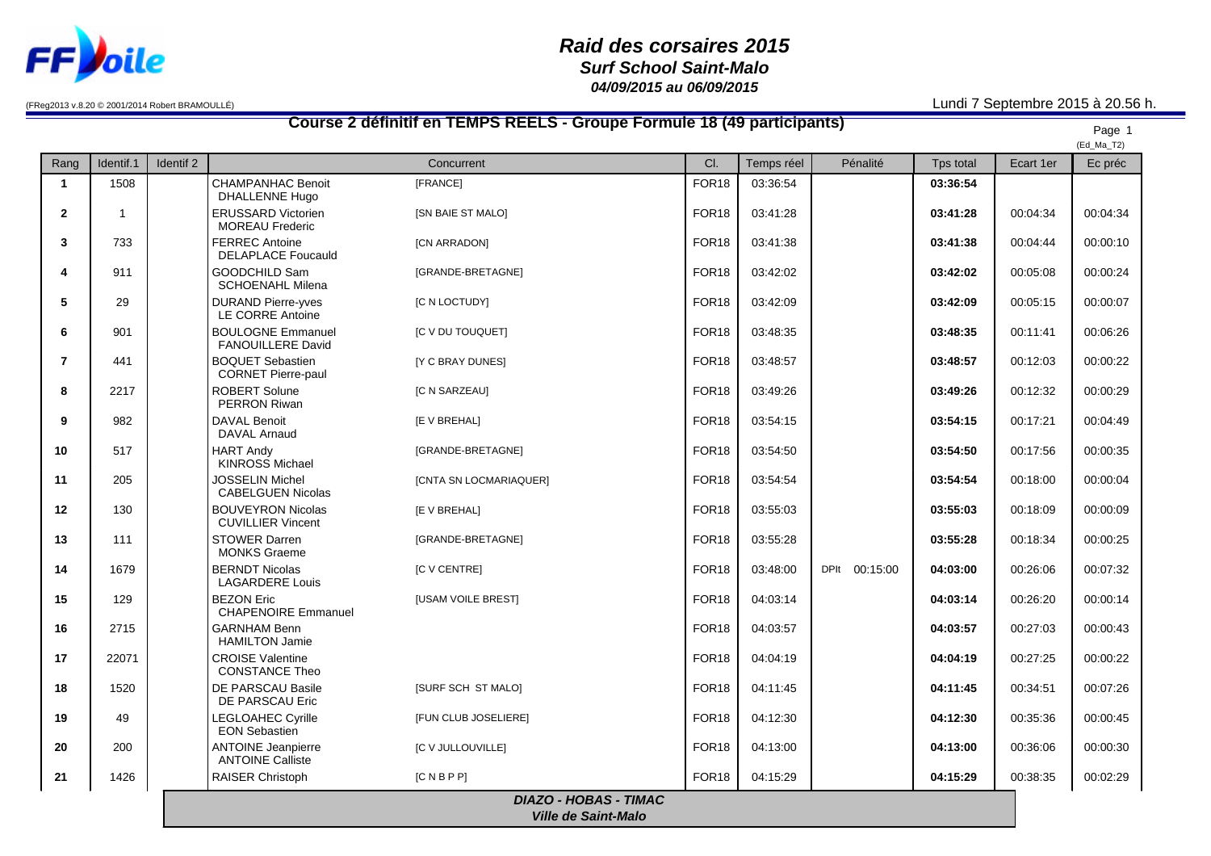# Raid des corsaires 2015

## Surf School Saint-Malo

### 04/09/2015 au 06/09/2015

(FReg2013 v.8.20 © 2001/2014 Robert BRAMOULLÉ)

Lundi 7 Septembre 2015 à 20.56 h.

## Course 2 définitif en TEMPS REELS - Groupe Formule 18 (49 participants)

(Ed_Ma_T2)

| Rang | Identif.1 | Identif 2 | Concurrent | | Cl. | Temps réel | Pénalité | Tps total | Ecart 1er | Ec préc |
|---|---|---|---|---|---|---|---|---|---|---|
| **1** | 1508 | | CHAMPANHAC Benoit DHALLENNE Hugo | [FRANCE] | FOR18 | 03:36:54 | | **03:36:54** | | |
| **2** | 1 | | ERUSSARD Victorien MOREAU Frederic | [SN BAIE ST MALO] | FOR18 | 03:41:28 | | **03:41:28** | 00:04:34 | 00:04:34 |
| **3** | 733 | | FERREC Antoine DELAPLACE Foucauld | [CN ARRADON] | FOR18 | 03:41:38 | | **03:41:38** | 00:04:44 | 00:00:10 |
| **4** | 911 | | GOODCHILD Sam SCHOENAHL Milena | [GRANDE-BRETAGNE] | FOR18 | 03:42:02 | | **03:42:02** | 00:05:08 | 00:00:24 |
| **5** | 29 | | DURAND Pierre-yves LE CORRE Antoine | [C N LOCTUDY] | FOR18 | 03:42:09 | | **03:42:09** | 00:05:15 | 00:00:07 |
| **6** | 901 | | BOULOGNE Emmanuel FANOUILLERE David | [C V DU TOUQUET] | FOR18 | 03:48:35 | | **03:48:35** | 00:11:41 | 00:06:26 |
| **7** | 441 | | BOQUET Sebastien CORNET Pierre-paul | [Y C BRAY DUNES] | FOR18 | 03:48:57 | | **03:48:57** | 00:12:03 | 00:00:22 |
| **8** | 2217 | | ROBERT Solune PERRON Riwan | [C N SARZEAU] | FOR18 | 03:49:26 | | **03:49:26** | 00:12:32 | 00:00:29 |
| **9** | 982 | | DAVAL Benoit DAVAL Arnaud | [E V BREHAL] | FOR18 | 03:54:15 | | **03:54:15** | 00:17:21 | 00:04:49 |
| **10** | 517 | | HART Andy KINROSS Michael | [GRANDE-BRETAGNE] | FOR18 | 03:54:50 | | **03:54:50** | 00:17:56 | 00:00:35 |
| **11** | 205 | | JOSSELIN Michel CABELGUEN Nicolas | [CNTA SN LOCMARIAQUER] | FOR18 | 03:54:54 | | **03:54:54** | 00:18:00 | 00:00:04 |
| **12** | 130 | | BOUVEYRON Nicolas CUVILLIER Vincent | [E V BREHAL] | FOR18 | 03:55:03 | | **03:55:03** | 00:18:09 | 00:00:09 |
| **13** | 111 | | STOWER Darren MONKS Graeme | [GRANDE-BRETAGNE] | FOR18 | 03:55:28 | | **03:55:28** | 00:18:34 | 00:00:25 |
| **14** | 1679 | | BERNDT Nicolas LAGARDERE Louis | [C V CENTRE] | FOR18 | 03:48:00 | DPlt 00:15:00 | **04:03:00** | 00:26:06 | 00:07:32 |
| **15** | 129 | | BEZON Eric CHAPENOIRE Emmanuel | [USAM VOILE BREST] | FOR18 | 04:03:14 | | **04:03:14** | 00:26:20 | 00:00:14 |
| **16** | 2715 | | GARNHAM Benn HAMILTON Jamie | | FOR18 | 04:03:57 | | **04:03:57** | 00:27:03 | 00:00:43 |
| **17** | 22071 | | CROISE Valentine CONSTANCE Theo | | FOR18 | 04:04:19 | | **04:04:19** | 00:27:25 | 00:00:22 |
| **18** | 1520 | | DE PARSCAU Basile DE PARSCAU Eric | [SURF SCH ST MALO] | FOR18 | 04:11:45 | | **04:11:45** | 00:34:51 | 00:07:26 |
| **19** | 49 | | LEGLOAHEC Cyrille EON Sebastien | [FUN CLUB JOSELIERE] | FOR18 | 04:12:30 | | **04:12:30** | 00:35:36 | 00:00:45 |
| **20** | 200 | | ANTOINE Jeanpierre ANTOINE Calliste | [C V JULLOUVILLE] | FOR18 | 04:13:00 | | **04:13:00** | 00:36:06 | 00:00:30 |
| **21** | 1426 | | RAISER Christoph | [C N B P P] | FOR18 | 04:15:29 | | **04:15:29** | 00:38:35 | 00:02:29 |

***DIAZO - HOBAS - TIMAC***
***Ville de Saint-Malo***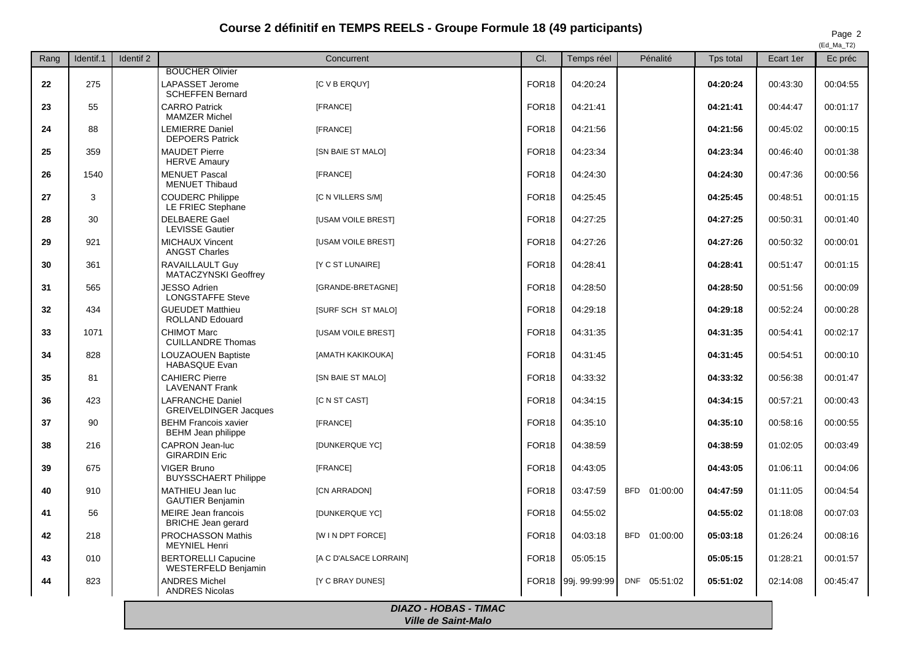## Course 2 définitif en TEMPS REELS - Groupe Formule 18 (49 participants)

(Ed_Ma_T2)

| Rang | Identif.1 | Identif 2 | Concurrent | | Cl. | Temps réel | Pénalité | Tps total | Ecart 1er | Ec préc |
|---|---|---|---|---|---|---|---|---|---|---|
| | | | BOUCHER Olivier | | | | | | | |
| **22** | 275 | | LAPASSET Jerome<br>SCHEFFEN Bernard | [C V B ERQUY] | FOR18 | 04:20:24 | | **04:20:24** | 00:43:30 | 00:04:55 |
| **23** | 55 | | CARRO Patrick<br>MAMZER Michel | [FRANCE] | FOR18 | 04:21:41 | | **04:21:41** | 00:44:47 | 00:01:17 |
| **24** | 88 | | LEMIERRE Daniel<br>DEPOERS Patrick | [FRANCE] | FOR18 | 04:21:56 | | **04:21:56** | 00:45:02 | 00:00:15 |
| **25** | 359 | | MAUDET Pierre<br>HERVE Amaury | [SN BAIE ST MALO] | FOR18 | 04:23:34 | | **04:23:34** | 00:46:40 | 00:01:38 |
| **26** | 1540 | | MENUET Pascal<br>MENUET Thibaud | [FRANCE] | FOR18 | 04:24:30 | | **04:24:30** | 00:47:36 | 00:00:56 |
| **27** | 3 | | COUDERC Philippe<br>LE FRIEC Stephane | [C N VILLERS S/M] | FOR18 | 04:25:45 | | **04:25:45** | 00:48:51 | 00:01:15 |
| **28** | 30 | | DELBAERE Gael<br>LEVISSE Gautier | [USAM VOILE BREST] | FOR18 | 04:27:25 | | **04:27:25** | 00:50:31 | 00:01:40 |
| **29** | 921 | | MICHAUX Vincent<br>ANGST Charles | [USAM VOILE BREST] | FOR18 | 04:27:26 | | **04:27:26** | 00:50:32 | 00:00:01 |
| **30** | 361 | | RAVAILLAULT Guy<br>MATACZYNSKI Geoffrey | [Y C ST LUNAIRE] | FOR18 | 04:28:41 | | **04:28:41** | 00:51:47 | 00:01:15 |
| **31** | 565 | | JESSO Adrien<br>LONGSTAFFE Steve | [GRANDE-BRETAGNE] | FOR18 | 04:28:50 | | **04:28:50** | 00:51:56 | 00:00:09 |
| **32** | 434 | | GUEUDET Matthieu<br>ROLLAND Edouard | [SURF SCH ST MALO] | FOR18 | 04:29:18 | | **04:29:18** | 00:52:24 | 00:00:28 |
| **33** | 1071 | | CHIMOT Marc<br>CUILLANDRE Thomas | [USAM VOILE BREST] | FOR18 | 04:31:35 | | **04:31:35** | 00:54:41 | 00:02:17 |
| **34** | 828 | | LOUZAOUEN Baptiste<br>HABASQUE Evan | [AMATH KAKIKOUKA] | FOR18 | 04:31:45 | | **04:31:45** | 00:54:51 | 00:00:10 |
| **35** | 81 | | CAHIERC Pierre<br>LAVENANT Frank | [SN BAIE ST MALO] | FOR18 | 04:33:32 | | **04:33:32** | 00:56:38 | 00:01:47 |
| **36** | 423 | | LAFRANCHE Daniel<br>GREIVELDINGER Jacques | [C N ST CAST] | FOR18 | 04:34:15 | | **04:34:15** | 00:57:21 | 00:00:43 |
| **37** | 90 | | BEHM Francois xavier<br>BEHM Jean philippe | [FRANCE] | FOR18 | 04:35:10 | | **04:35:10** | 00:58:16 | 00:00:55 |
| **38** | 216 | | CAPRON Jean-luc<br>GIRARDIN Eric | [DUNKERQUE YC] | FOR18 | 04:38:59 | | **04:38:59** | 01:02:05 | 00:03:49 |
| **39** | 675 | | VIGER Bruno<br>BUYSSCHAERT Philippe | [FRANCE] | FOR18 | 04:43:05 | | **04:43:05** | 01:06:11 | 00:04:06 |
| **40** | 910 | | MATHIEU Jean luc<br>GAUTIER Benjamin | [CN ARRADON] | FOR18 | 03:47:59 | BFD 01:00:00 | **04:47:59** | 01:11:05 | 00:04:54 |
| **41** | 56 | | MEIRE Jean francois<br>BRICHE Jean gerard | [DUNKERQUE YC] | FOR18 | 04:55:02 | | **04:55:02** | 01:18:08 | 00:07:03 |
| **42** | 218 | | PROCHASSON Mathis<br>MEYNIEL Henri | [W I N DPT FORCE] | FOR18 | 04:03:18 | BFD 01:00:00 | **05:03:18** | 01:26:24 | 00:08:16 |
| **43** | 010 | | BERTORELLI Capucine<br>WESTERFELD Benjamin | [A C D'ALSACE LORRAIN] | FOR18 | 05:05:15 | | **05:05:15** | 01:28:21 | 00:01:57 |
| **44** | 823 | | ANDRES Michel<br>ANDRES Nicolas | [Y C BRAY DUNES] | FOR18 | 99j. 99:99:99 | DNF 05:51:02 | **05:51:02** | 02:14:08 | 00:45:47 |

***DIAZO - HOBAS - TIMAC***
***Ville de Saint-Malo***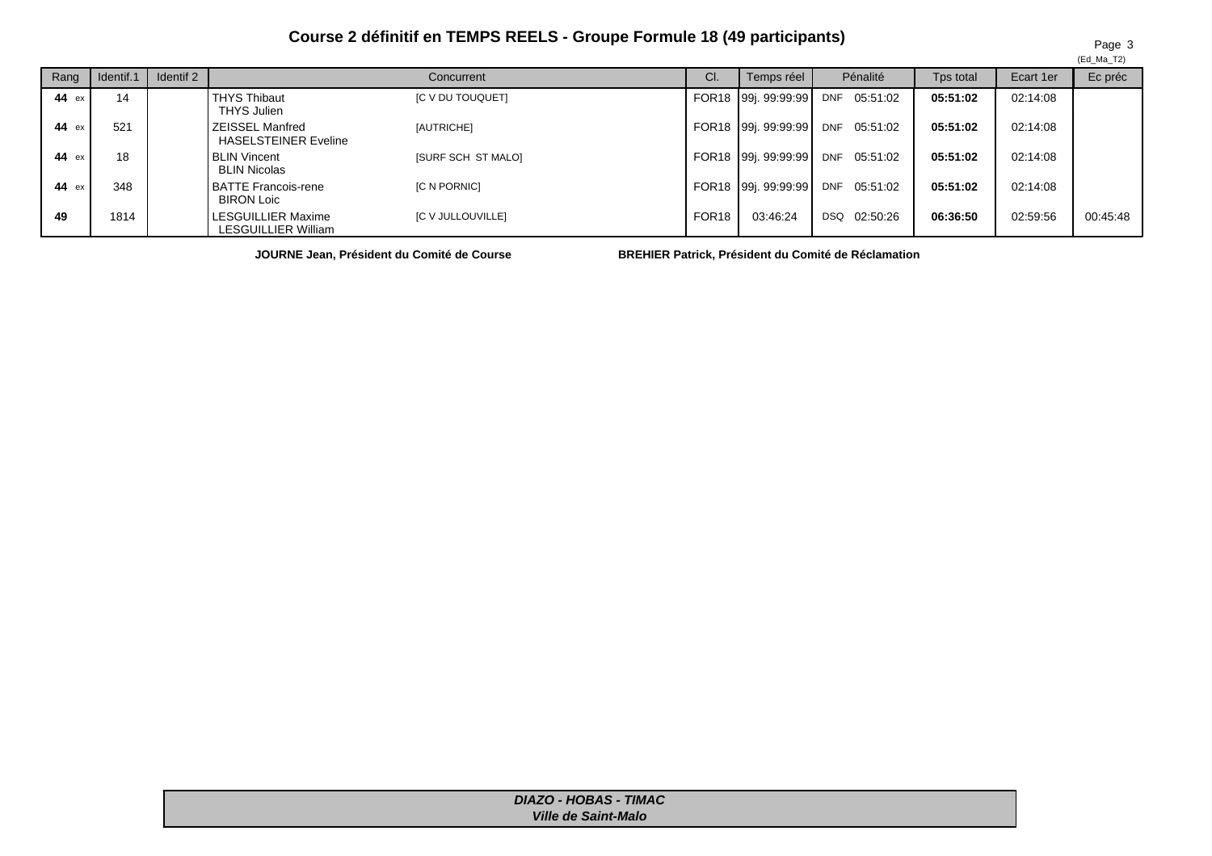# Course 2 définitif en TEMPS REELS - Groupe Formule 18 (49 participants)

(Ed_Ma_T2)

| Rang | Identif.1 | Identif 2 | Concurrent | | Cl. | Temps réel | Pénalité | Tps total | Ecart 1er | Ec préc |
|---|---|---|---|---|---|---|---|---|---|---|
| **44** ex | 14 | | THYS Thibaut<br>THYS Julien | [C V DU TOUQUET] | FOR18 | 99j. 99:99:99 | DNF 05:51:02 | **05:51:02** | 02:14:08 | |
| **44** ex | 521 | | ZEISSEL Manfred<br>HASELSTEINER Eveline | [AUTRICHE] | FOR18 | 99j. 99:99:99 | DNF 05:51:02 | **05:51:02** | 02:14:08 | |
| **44** ex | 18 | | BLIN Vincent<br>BLIN Nicolas | [SURF SCH ST MALO] | FOR18 | 99j. 99:99:99 | DNF 05:51:02 | **05:51:02** | 02:14:08 | |
| **44** ex | 348 | | BATTE Francois-rene<br>BIRON Loic | [C N PORNIC] | FOR18 | 99j. 99:99:99 | DNF 05:51:02 | **05:51:02** | 02:14:08 | |
| **49** | 1814 | | LESGUILLIER Maxime<br>LESGUILLIER William | [C V JULLOUVILLE] | FOR18 | 03:46:24 | DSQ 02:50:26 | **06:36:50** | 02:59:56 | 00:45:48 |

**JOURNE Jean, Président du Comité de Course** **BREHIER Patrick, Président du Comité de Réclamation**

***DIAZO - HOBAS - TIMAC***
***Ville de Saint-Malo***